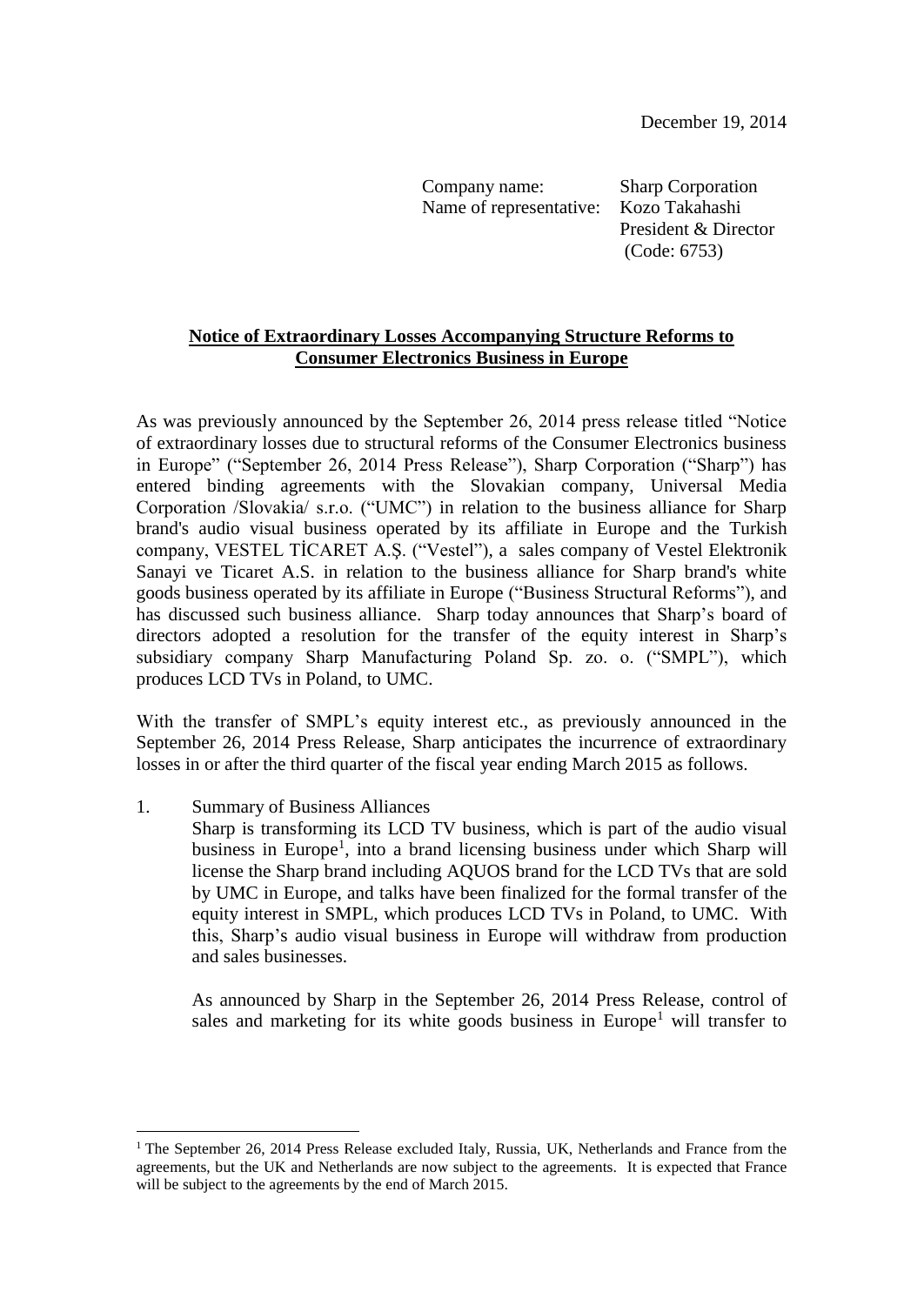December 19, 2014

Company name: Sharp Corporation
Name of representative: Kozo Takahashi
President & Director
(Code: 6753)

**Notice of Extraordinary Losses Accompanying Structure Reforms to Consumer Electronics Business in Europe**

As was previously announced by the September 26, 2014 press release titled "Notice of extraordinary losses due to structural reforms of the Consumer Electronics business in Europe" ("September 26, 2014 Press Release"), Sharp Corporation ("Sharp") has entered binding agreements with the Slovakian company, Universal Media Corporation /Slovakia/ s.r.o. ("UMC") in relation to the business alliance for Sharp brand's audio visual business operated by its affiliate in Europe and the Turkish company, VESTEL TİCARET A.Ş. ("Vestel"), a sales company of Vestel Elektronik Sanayi ve Ticaret A.S. in relation to the business alliance for Sharp brand's white goods business operated by its affiliate in Europe ("Business Structural Reforms"), and has discussed such business alliance. Sharp today announces that Sharp's board of directors adopted a resolution for the transfer of the equity interest in Sharp's subsidiary company Sharp Manufacturing Poland Sp. zo. o. ("SMPL"), which produces LCD TVs in Poland, to UMC.

With the transfer of SMPL's equity interest etc., as previously announced in the September 26, 2014 Press Release, Sharp anticipates the incurrence of extraordinary losses in or after the third quarter of the fiscal year ending March 2015 as follows.

1. Summary of Business Alliances

   Sharp is transforming its LCD TV business, which is part of the audio visual business in Europe[1], into a brand licensing business under which Sharp will license the Sharp brand including AQUOS brand for the LCD TVs that are sold by UMC in Europe, and talks have been finalized for the formal transfer of the equity interest in SMPL, which produces LCD TVs in Poland, to UMC. With this, Sharp's audio visual business in Europe will withdraw from production and sales businesses.

   As announced by Sharp in the September 26, 2014 Press Release, control of sales and marketing for its white goods business in Europe[1] will transfer to

[1] The September 26, 2014 Press Release excluded Italy, Russia, UK, Netherlands and France from the agreements, but the UK and Netherlands are now subject to the agreements. It is expected that France will be subject to the agreements by the end of March 2015.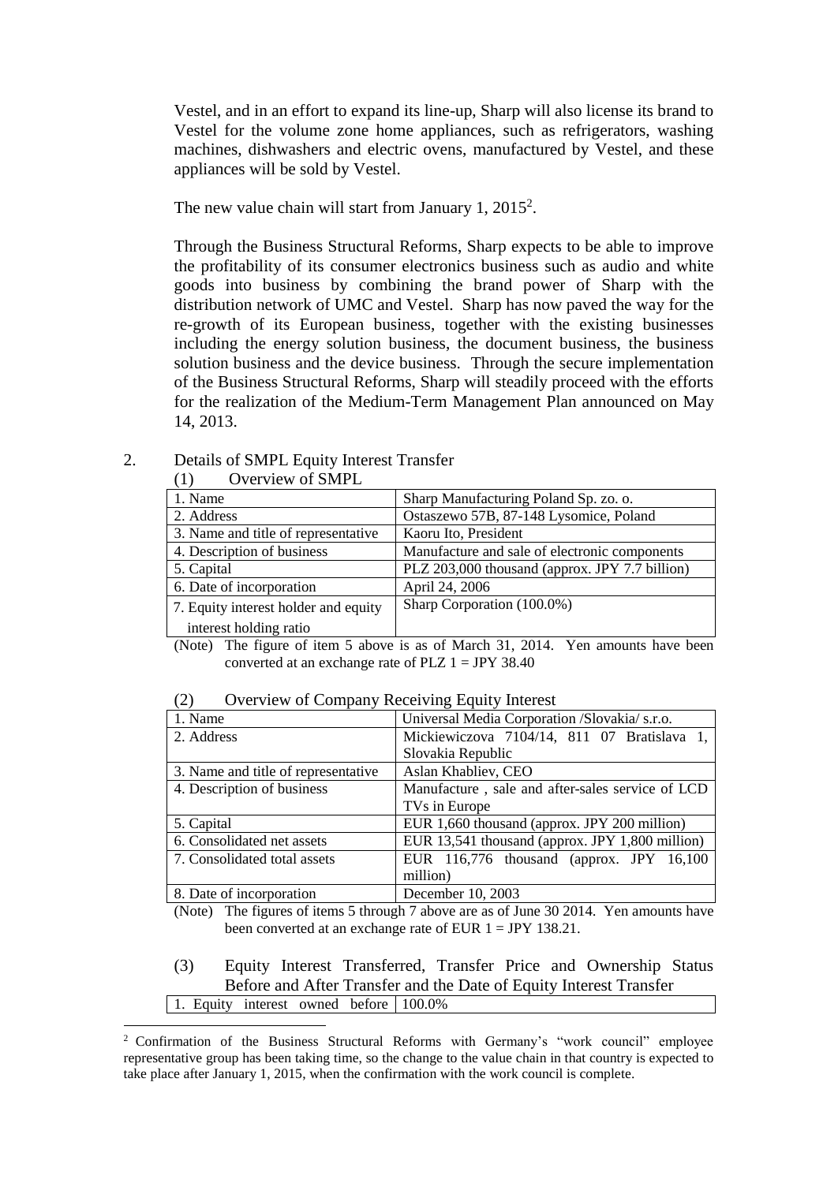Vestel, and in an effort to expand its line-up, Sharp will also license its brand to Vestel for the volume zone home appliances, such as refrigerators, washing machines, dishwashers and electric ovens, manufactured by Vestel, and these appliances will be sold by Vestel.

The new value chain will start from January 1, 2015[2].

Through the Business Structural Reforms, Sharp expects to be able to improve the profitability of its consumer electronics business such as audio and white goods into business by combining the brand power of Sharp with the distribution network of UMC and Vestel. Sharp has now paved the way for the re-growth of its European business, together with the existing businesses including the energy solution business, the document business, the business solution business and the device business. Through the secure implementation of the Business Structural Reforms, Sharp will steadily proceed with the efforts for the realization of the Medium-Term Management Plan announced on May 14, 2013.

2. Details of SMPL Equity Interest Transfer

(1) Overview of SMPL

| 1. Name | Sharp Manufacturing Poland Sp. zo. o. |
|---|---|
| 2. Address | Ostaszewo 57B, 87-148 Lysomice, Poland |
| 3. Name and title of representative | Kaoru Ito, President |
| 4. Description of business | Manufacture and sale of electronic components |
| 5. Capital | PLZ 203,000 thousand (approx. JPY 7.7 billion) |
| 6. Date of incorporation | April 24, 2006 |
| 7. Equity interest holder and equity interest holding ratio | Sharp Corporation (100.0%) |

(Note) The figure of item 5 above is as of March 31, 2014. Yen amounts have been converted at an exchange rate of PLZ 1 = JPY 38.40

(2) Overview of Company Receiving Equity Interest

| 1. Name | Universal Media Corporation /Slovakia/ s.r.o. |
|---|---|
| 2. Address | Mickiewiczova 7104/14, 811 07 Bratislava 1, Slovakia Republic |
| 3. Name and title of representative | Aslan Khabliev, CEO |
| 4. Description of business | Manufacture , sale and after-sales service of LCD TVs in Europe |
| 5. Capital | EUR 1,660 thousand (approx. JPY 200 million) |
| 6. Consolidated net assets | EUR 13,541 thousand (approx. JPY 1,800 million) |
| 7. Consolidated total assets | EUR 116,776 thousand (approx. JPY 16,100 million) |
| 8. Date of incorporation | December 10, 2003 |

(Note) The figures of items 5 through 7 above are as of June 30 2014. Yen amounts have been converted at an exchange rate of EUR 1 = JPY 138.21.

(3) Equity Interest Transferred, Transfer Price and Ownership Status Before and After Transfer and the Date of Equity Interest Transfer

| 1. Equity interest owned before | 100.0% |
|---|---|

[2] Confirmation of the Business Structural Reforms with Germany's "work council" employee representative group has been taking time, so the change to the value chain in that country is expected to take place after January 1, 2015, when the confirmation with the work council is complete.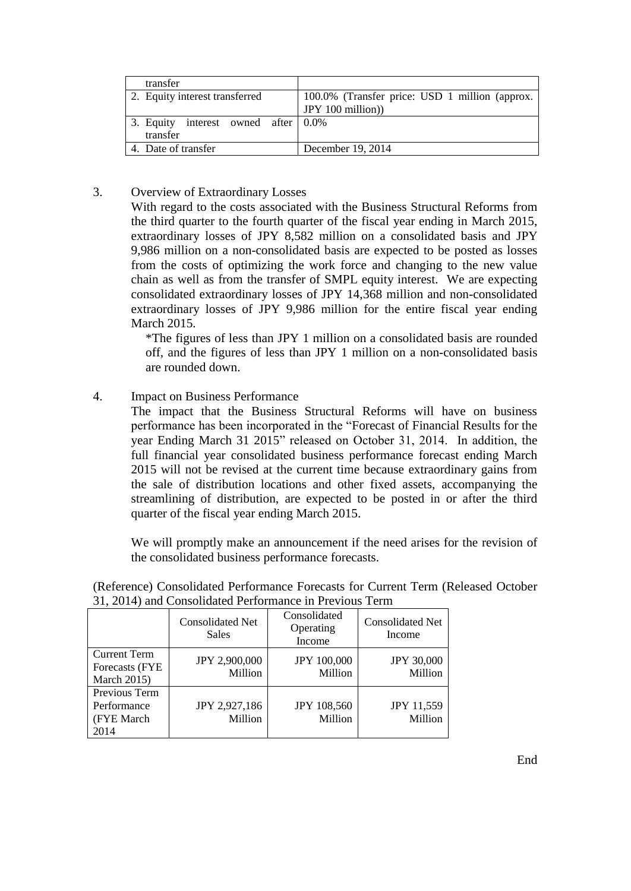| | |
|---|---|
| transfer | |
| 2. Equity interest transferred | 100.0% (Transfer price: USD 1 million (approx. JPY 100 million)) |
| 3. Equity interest owned after transfer | 0.0% |
| 4. Date of transfer | December 19, 2014 |

3. Overview of Extraordinary Losses

   With regard to the costs associated with the Business Structural Reforms from the third quarter to the fourth quarter of the fiscal year ending in March 2015, extraordinary losses of JPY 8,582 million on a consolidated basis and JPY 9,986 million on a non-consolidated basis are expected to be posted as losses from the costs of optimizing the work force and changing to the new value chain as well as from the transfer of SMPL equity interest. We are expecting consolidated extraordinary losses of JPY 14,368 million and non-consolidated extraordinary losses of JPY 9,986 million for the entire fiscal year ending March 2015.

   *The figures of less than JPY 1 million on a consolidated basis are rounded off, and the figures of less than JPY 1 million on a non-consolidated basis are rounded down.

4. Impact on Business Performance

   The impact that the Business Structural Reforms will have on business performance has been incorporated in the "Forecast of Financial Results for the year Ending March 31 2015" released on October 31, 2014. In addition, the full financial year consolidated business performance forecast ending March 2015 will not be revised at the current time because extraordinary gains from the sale of distribution locations and other fixed assets, accompanying the streamlining of distribution, are expected to be posted in or after the third quarter of the fiscal year ending March 2015.

   We will promptly make an announcement if the need arises for the revision of the consolidated business performance forecasts.

(Reference) Consolidated Performance Forecasts for Current Term (Released October 31, 2014) and Consolidated Performance in Previous Term

| | Consolidated Net Sales | Consolidated Operating Income | Consolidated Net Income |
|---|---|---|---|
| Current Term Forecasts (FYE March 2015) | JPY 2,900,000 Million | JPY 100,000 Million | JPY 30,000 Million |
| Previous Term Performance (FYE March 2014 | JPY 2,927,186 Million | JPY 108,560 Million | JPY 11,559 Million |

End